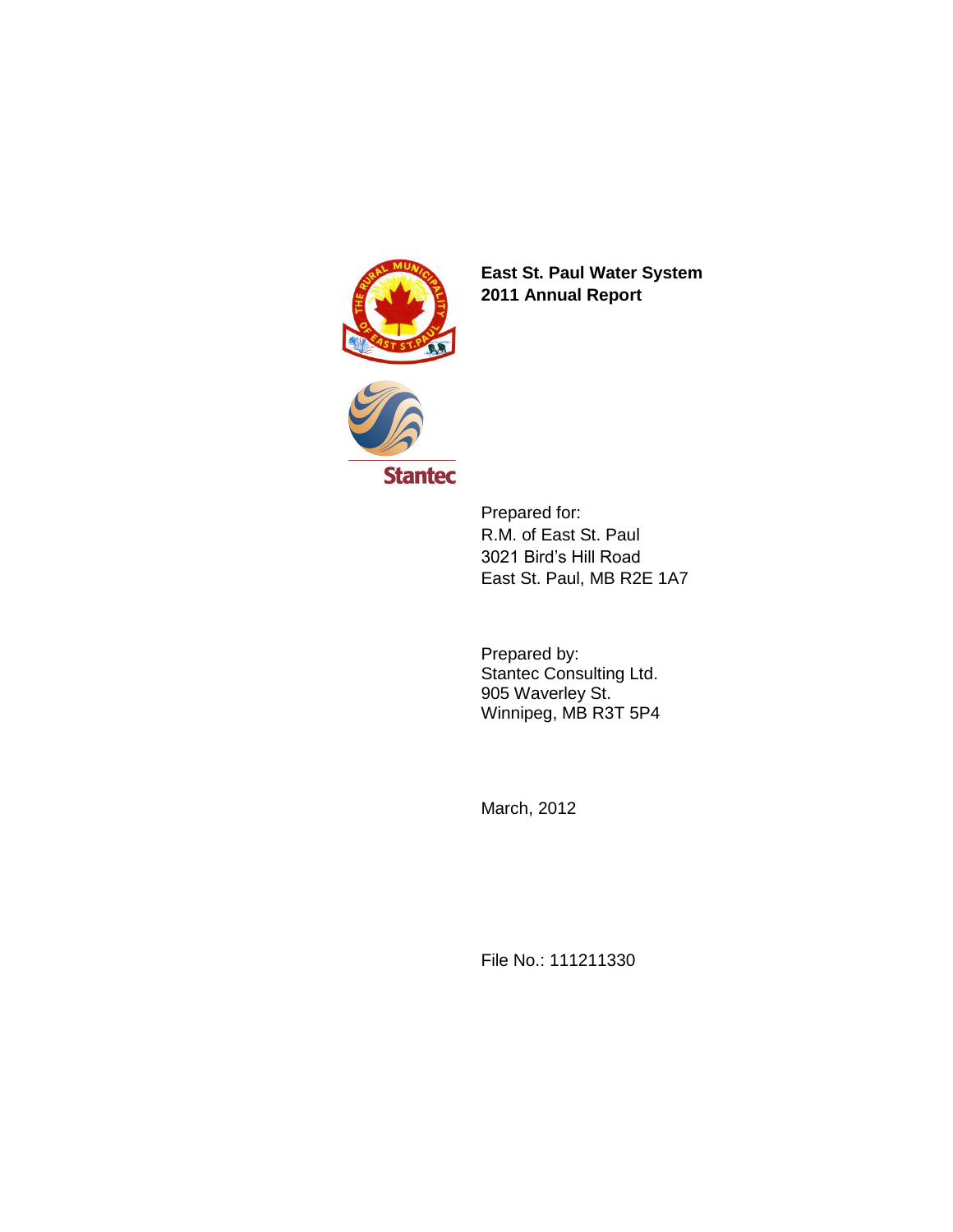# East St. Paul Water System
# 2011 Annual Report

Prepared for:
R.M. of East St. Paul
3021 Bird's Hill Road
East St. Paul, MB R2E 1A7

Prepared by:
Stantec Consulting Ltd.
905 Waverley St.
Winnipeg, MB R3T 5P4

March, 2012

File No.: 111211330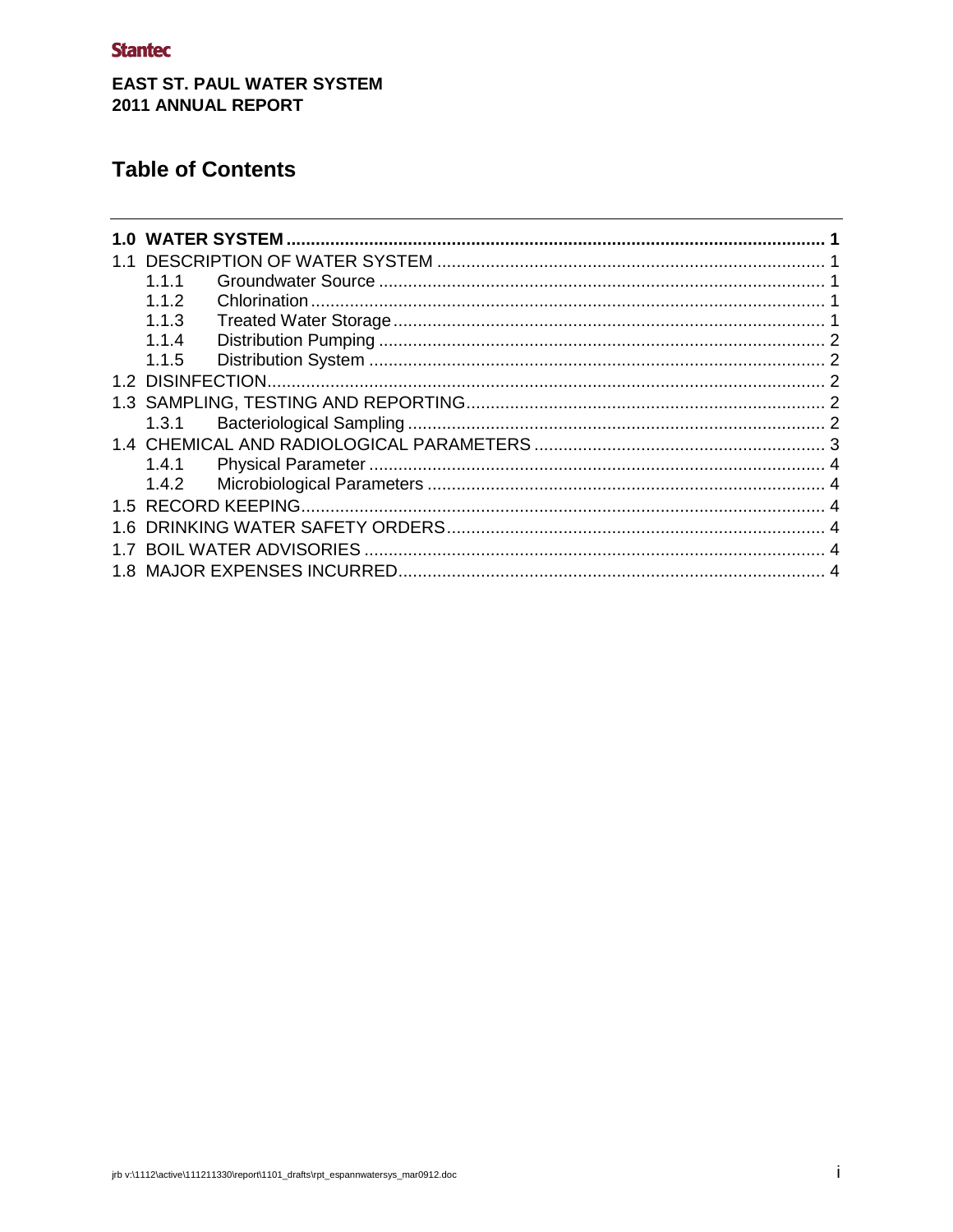**Stantec**

**EAST ST. PAUL WATER SYSTEM**
**2011 ANNUAL REPORT**

# Table of Contents

**1.0 WATER SYSTEM ........................................................ 1**

1.1 DESCRIPTION OF WATER SYSTEM ........................................ 1

- 1.1.1 Groundwater Source ........................................ 1
- 1.1.2 Chlorination ........................................ 1
- 1.1.3 Treated Water Storage ........................................ 1
- 1.1.4 Distribution Pumping ........................................ 2
- 1.1.5 Distribution System ........................................ 2

1.2 DISINFECTION ........................................ 2

1.3 SAMPLING, TESTING AND REPORTING ........................................ 2

- 1.3.1 Bacteriological Sampling ........................................ 2

1.4 CHEMICAL AND RADIOLOGICAL PARAMETERS ........................................ 3

- 1.4.1 Physical Parameter ........................................ 4
- 1.4.2 Microbiological Parameters ........................................ 4

1.5 RECORD KEEPING ........................................ 4

1.6 DRINKING WATER SAFETY ORDERS ........................................ 4

1.7 BOIL WATER ADVISORIES ........................................ 4

1.8 MAJOR EXPENSES INCURRED ........................................ 4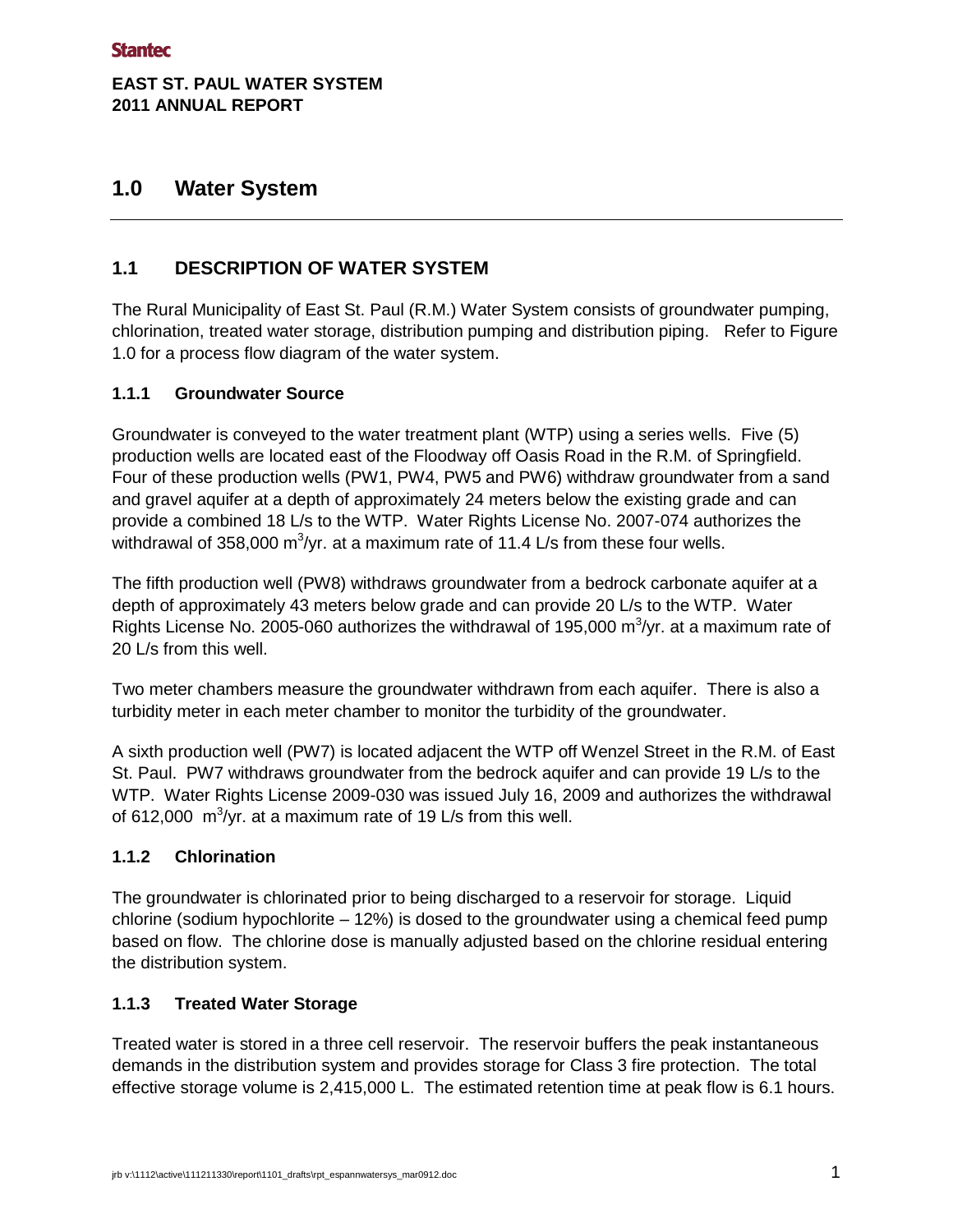# 1.0 Water System

## 1.1 DESCRIPTION OF WATER SYSTEM

The Rural Municipality of East St. Paul (R.M.) Water System consists of groundwater pumping, chlorination, treated water storage, distribution pumping and distribution piping. Refer to Figure 1.0 for a process flow diagram of the water system.

### 1.1.1 Groundwater Source

Groundwater is conveyed to the water treatment plant (WTP) using a series wells. Five (5) production wells are located east of the Floodway off Oasis Road in the R.M. of Springfield. Four of these production wells (PW1, PW4, PW5 and PW6) withdraw groundwater from a sand and gravel aquifer at a depth of approximately 24 meters below the existing grade and can provide a combined 18 L/s to the WTP. Water Rights License No. 2007-074 authorizes the withdrawal of 358,000 $m^3$/yr. at a maximum rate of 11.4 L/s from these four wells.

The fifth production well (PW8) withdraws groundwater from a bedrock carbonate aquifer at a depth of approximately 43 meters below grade and can provide 20 L/s to the WTP. Water Rights License No. 2005-060 authorizes the withdrawal of 195,000 $m^3$/yr. at a maximum rate of 20 L/s from this well.

Two meter chambers measure the groundwater withdrawn from each aquifer. There is also a turbidity meter in each meter chamber to monitor the turbidity of the groundwater.

A sixth production well (PW7) is located adjacent the WTP off Wenzel Street in the R.M. of East St. Paul. PW7 withdraws groundwater from the bedrock aquifer and can provide 19 L/s to the WTP. Water Rights License 2009-030 was issued July 16, 2009 and authorizes the withdrawal of 612,000 $m^3$/yr. at a maximum rate of 19 L/s from this well.

### 1.1.2 Chlorination

The groundwater is chlorinated prior to being discharged to a reservoir for storage. Liquid chlorine (sodium hypochlorite – 12%) is dosed to the groundwater using a chemical feed pump based on flow. The chlorine dose is manually adjusted based on the chlorine residual entering the distribution system.

### 1.1.3 Treated Water Storage

Treated water is stored in a three cell reservoir. The reservoir buffers the peak instantaneous demands in the distribution system and provides storage for Class 3 fire protection. The total effective storage volume is 2,415,000 L. The estimated retention time at peak flow is 6.1 hours.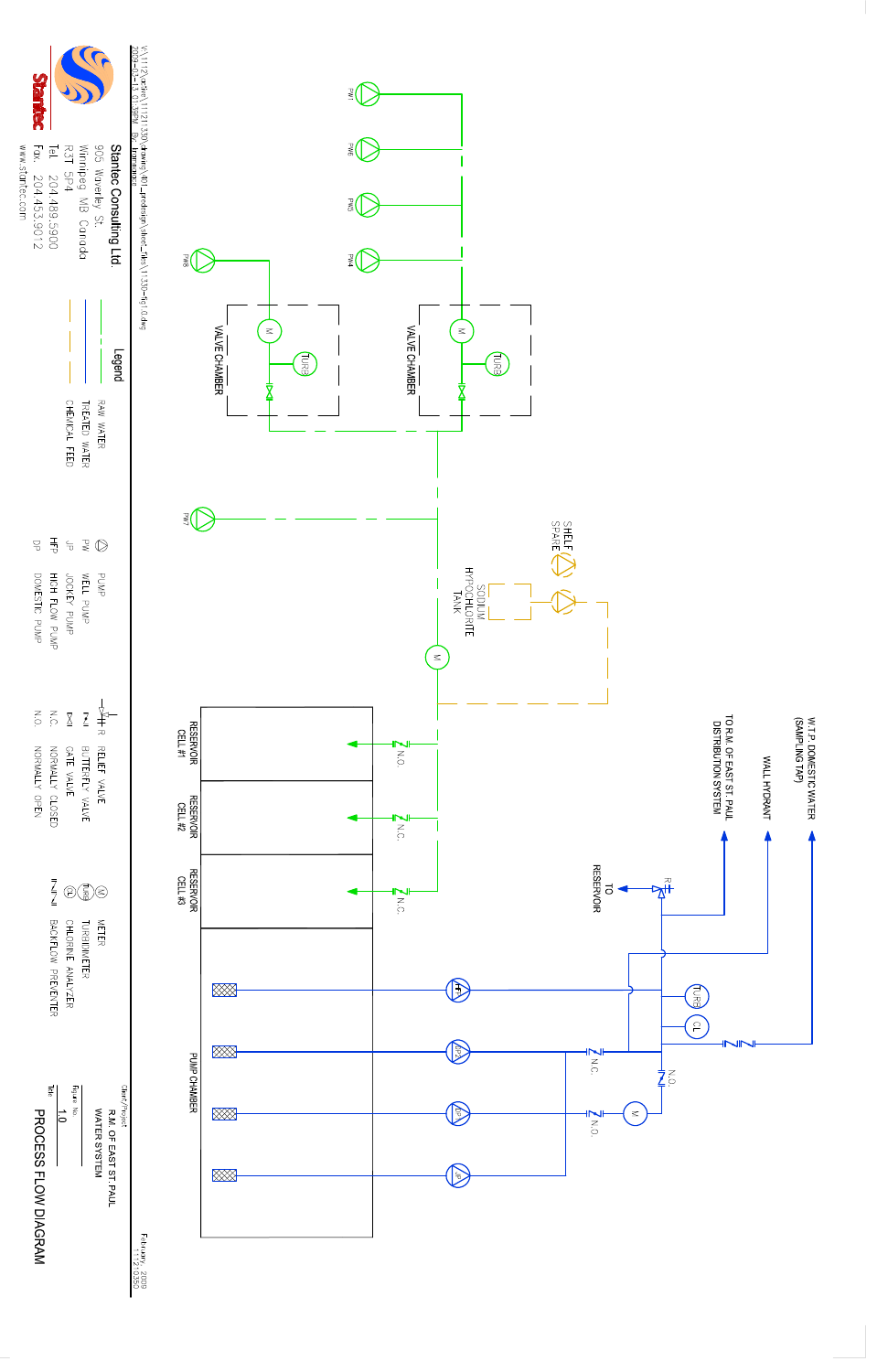# PROCESS FLOW DIAGRAM

Stantec Consulting Ltd.
905 Waverley St.
Winnipeg MB Canada
R3T 5P4
Tel. 204.489.5900
Fax. 204.453.9012
www.stantec.com

Client/Project
R.M. OF EAST ST. PAUL
WATER SYSTEM

February, 2009
111210350

Figure No.
1.0

Title
PROCESS FLOW DIAGRAM

## Legend

- RAW WATER
- TREATED WATER
- CHEMICAL FEED

| Symbol | Description |
| --- | --- |
| | PUMP |
| PW | WELL PUMP |
| JP | JOCKEY PUMP |
| HFP | HIGH FLOW PUMP |
| DP | DOMESTIC PUMP |
| R | RELIEF VALVE |
| | BUTTERFLY VALVE |
| | GATE VALVE |
| N.C. | NORMALLY CLOSED |
| N.O. | NORMALLY OPEN |
| M | METER |
| TURB | TURBIDIMETER |
| CL | CHLORINE ANALYZER |
| | BACKFLOW PREVENTER |

## Diagram Labels

PW1, PW2, PW3, PW4, PW6, PW7, PW8

VALVE CHAMBER, VALVE CHAMBER

TURB, M

SHELF SPARE

SODIUM HYPOCHLORITE TANK

RESERVOIR CELL #1, RESERVOIR CELL #2, RESERVOIR CELL #3

PUMP CHAMBER

HFP, DP, JP

N.O., N.C.

W.T.P. DOMESTIC WATER (SAMPLING TAP)

WALL HYDRANT

TO R.M. OF EAST ST. PAUL DISTRIBUTION SYSTEM

TO RESERVOIR

TURB, CL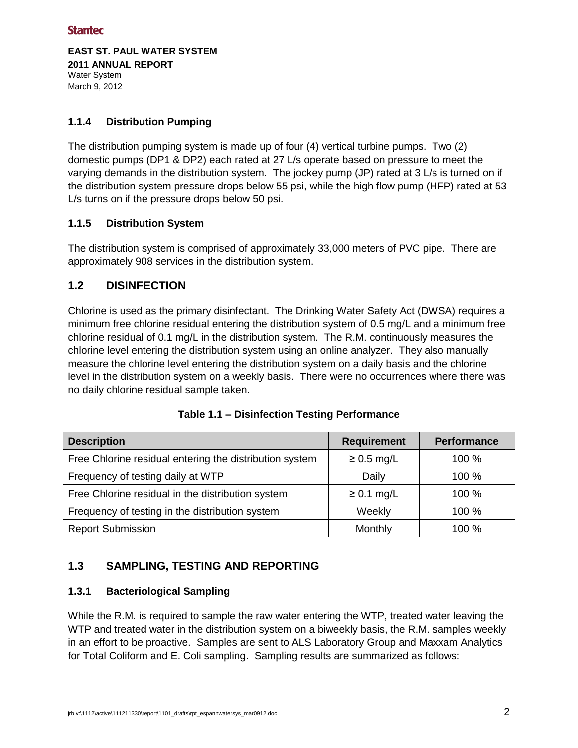#### 1.1.4 Distribution Pumping

The distribution pumping system is made up of four (4) vertical turbine pumps. Two (2) domestic pumps (DP1 & DP2) each rated at 27 L/s operate based on pressure to meet the varying demands in the distribution system. The jockey pump (JP) rated at 3 L/s is turned on if the distribution system pressure drops below 55 psi, while the high flow pump (HFP) rated at 53 L/s turns on if the pressure drops below 50 psi.

#### 1.1.5 Distribution System

The distribution system is comprised of approximately 33,000 meters of PVC pipe. There are approximately 908 services in the distribution system.

### 1.2 DISINFECTION

Chlorine is used as the primary disinfectant. The Drinking Water Safety Act (DWSA) requires a minimum free chlorine residual entering the distribution system of 0.5 mg/L and a minimum free chlorine residual of 0.1 mg/L in the distribution system. The R.M. continuously measures the chlorine level entering the distribution system using an online analyzer. They also manually measure the chlorine level entering the distribution system on a daily basis and the chlorine level in the distribution system on a weekly basis. There were no occurrences where there was no daily chlorine residual sample taken.

**Table 1.1 – Disinfection Testing Performance**

| Description | Requirement | Performance |
|---|---|---|
| Free Chlorine residual entering the distribution system | ≥ 0.5 mg/L | 100 % |
| Frequency of testing daily at WTP | Daily | 100 % |
| Free Chlorine residual in the distribution system | ≥ 0.1 mg/L | 100 % |
| Frequency of testing in the distribution system | Weekly | 100 % |
| Report Submission | Monthly | 100 % |

### 1.3 SAMPLING, TESTING AND REPORTING

#### 1.3.1 Bacteriological Sampling

While the R.M. is required to sample the raw water entering the WTP, treated water leaving the WTP and treated water in the distribution system on a biweekly basis, the R.M. samples weekly in an effort to be proactive. Samples are sent to ALS Laboratory Group and Maxxam Analytics for Total Coliform and E. Coli sampling. Sampling results are summarized as follows: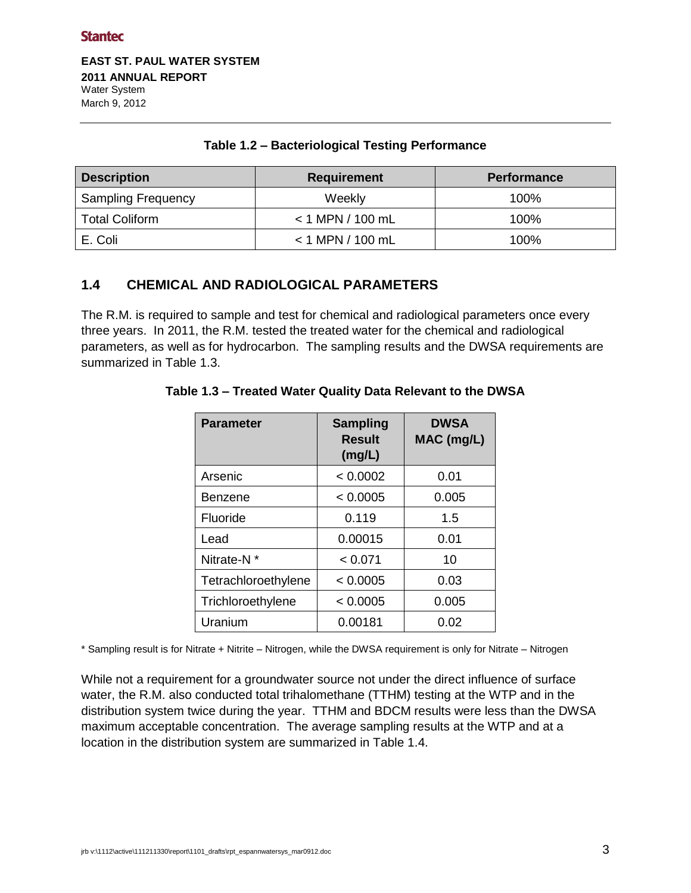**Table 1.2 – Bacteriological Testing Performance**

| Description | Requirement | Performance |
|---|---|---|
| Sampling Frequency | Weekly | 100% |
| Total Coliform | < 1 MPN / 100 mL | 100% |
| E. Coli | < 1 MPN / 100 mL | 100% |

## 1.4 CHEMICAL AND RADIOLOGICAL PARAMETERS

The R.M. is required to sample and test for chemical and radiological parameters once every three years. In 2011, the R.M. tested the treated water for the chemical and radiological parameters, as well as for hydrocarbon. The sampling results and the DWSA requirements are summarized in Table 1.3.

**Table 1.3 – Treated Water Quality Data Relevant to the DWSA**

| Parameter | Sampling Result (mg/L) | DWSA MAC (mg/L) |
|---|---|---|
| Arsenic | < 0.0002 | 0.01 |
| Benzene | < 0.0005 | 0.005 |
| Fluoride | 0.119 | 1.5 |
| Lead | 0.00015 | 0.01 |
| Nitrate-N * | < 0.071 | 10 |
| Tetrachloroethylene | < 0.0005 | 0.03 |
| Trichloroethylene | < 0.0005 | 0.005 |
| Uranium | 0.00181 | 0.02 |

* Sampling result is for Nitrate + Nitrite – Nitrogen, while the DWSA requirement is only for Nitrate – Nitrogen

While not a requirement for a groundwater source not under the direct influence of surface water, the R.M. also conducted total trihalomethane (TTHM) testing at the WTP and in the distribution system twice during the year. TTHM and BDCM results were less than the DWSA maximum acceptable concentration. The average sampling results at the WTP and at a location in the distribution system are summarized in Table 1.4.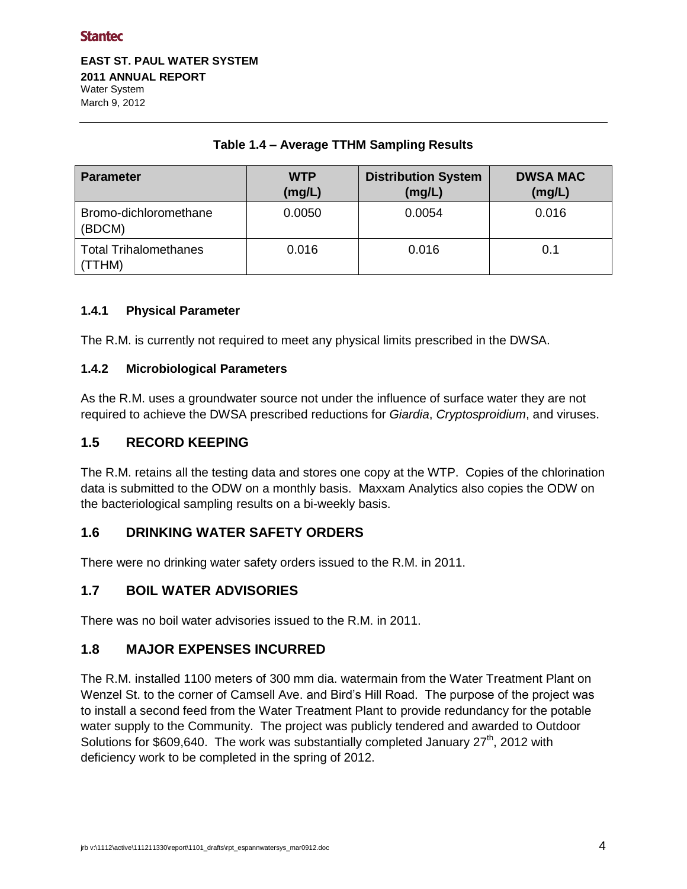**Table 1.4 – Average TTHM Sampling Results**

| Parameter | WTP (mg/L) | Distribution System (mg/L) | DWSA MAC (mg/L) |
|---|---|---|---|
| Bromo-dichloromethane (BDCM) | 0.0050 | 0.0054 | 0.016 |
| Total Trihalomethanes (TTHM) | 0.016 | 0.016 | 0.1 |

### 1.4.1 Physical Parameter

The R.M. is currently not required to meet any physical limits prescribed in the DWSA.

### 1.4.2 Microbiological Parameters

As the R.M. uses a groundwater source not under the influence of surface water they are not required to achieve the DWSA prescribed reductions for *Giardia*, *Cryptosproidium*, and viruses.

## 1.5 RECORD KEEPING

The R.M. retains all the testing data and stores one copy at the WTP. Copies of the chlorination data is submitted to the ODW on a monthly basis. Maxxam Analytics also copies the ODW on the bacteriological sampling results on a bi-weekly basis.

## 1.6 DRINKING WATER SAFETY ORDERS

There were no drinking water safety orders issued to the R.M. in 2011.

## 1.7 BOIL WATER ADVISORIES

There was no boil water advisories issued to the R.M. in 2011.

## 1.8 MAJOR EXPENSES INCURRED

The R.M. installed 1100 meters of 300 mm dia. watermain from the Water Treatment Plant on Wenzel St. to the corner of Camsell Ave. and Bird's Hill Road. The purpose of the project was to install a second feed from the Water Treatment Plant to provide redundancy for the potable water supply to the Community. The project was publicly tendered and awarded to Outdoor Solutions for $609,640. The work was substantially completed January 27th, 2012 with deficiency work to be completed in the spring of 2012.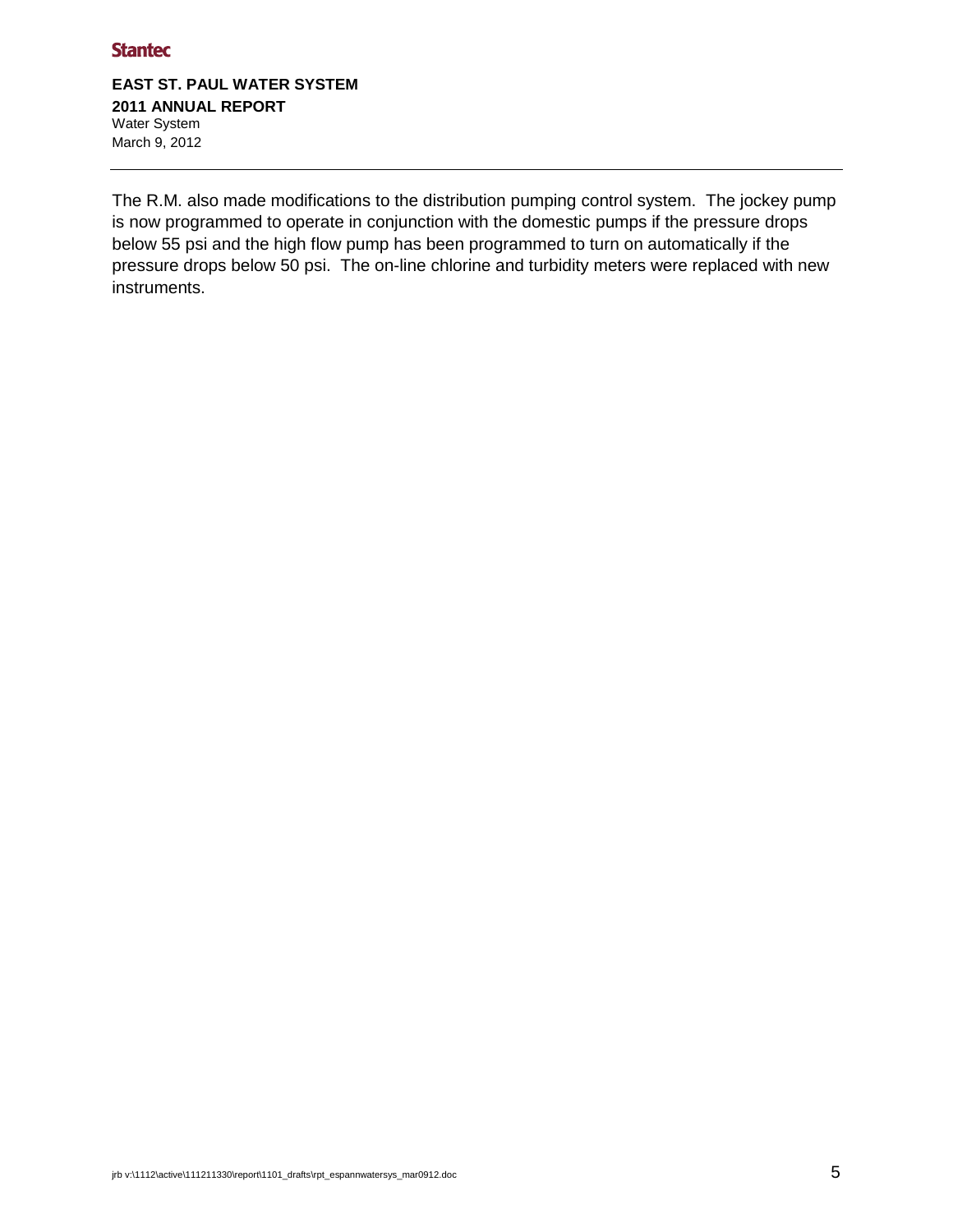The R.M. also made modifications to the distribution pumping control system. The jockey pump is now programmed to operate in conjunction with the domestic pumps if the pressure drops below 55 psi and the high flow pump has been programmed to turn on automatically if the pressure drops below 50 psi. The on-line chlorine and turbidity meters were replaced with new instruments.